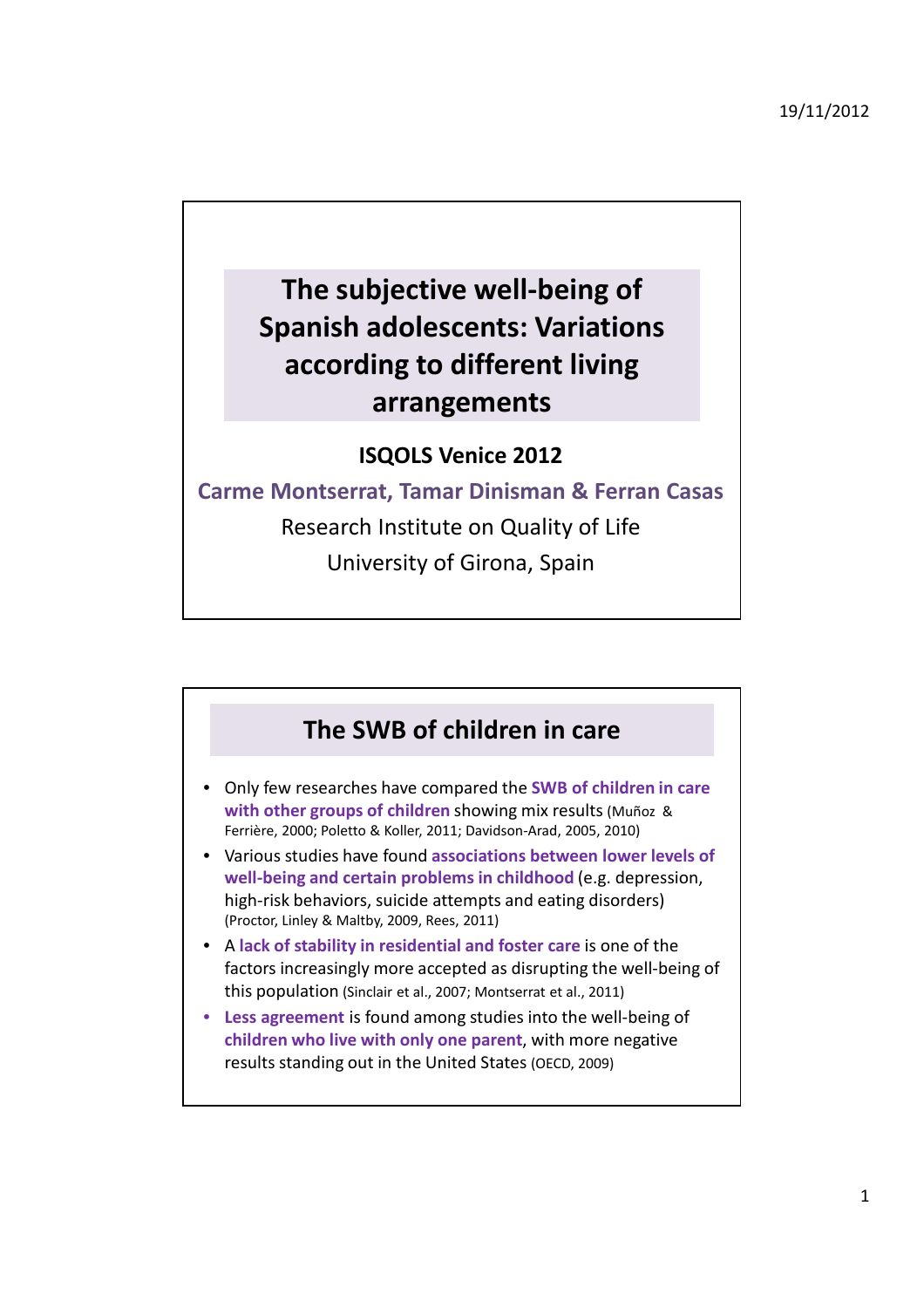# The subjective well-being of Spanish adolescents: Variations according to different living arrangements

**ISQOLS Venice 2012**

**Carme Montserrat, Tamar Dinisman & Ferran Casas**

Research Institute on Quality of Life

University of Girona, Spain

## The SWB of children in care

- Only few researches have compared the **SWB of children in care with other groups of children** showing mix results (Muñoz & Ferrière, 2000; Poletto & Koller, 2011; Davidson-Arad, 2005, 2010)
- Various studies have found **associations between lower levels of well-being and certain problems in childhood** (e.g. depression, high-risk behaviors, suicide attempts and eating disorders) (Proctor, Linley & Maltby, 2009, Rees, 2011)
- A **lack of stability in residential and foster care** is one of the factors increasingly more accepted as disrupting the well-being of this population (Sinclair et al., 2007; Montserrat et al., 2011)
- **Less agreement** is found among studies into the well-being of **children who live with only one parent**, with more negative results standing out in the United States (OECD, 2009)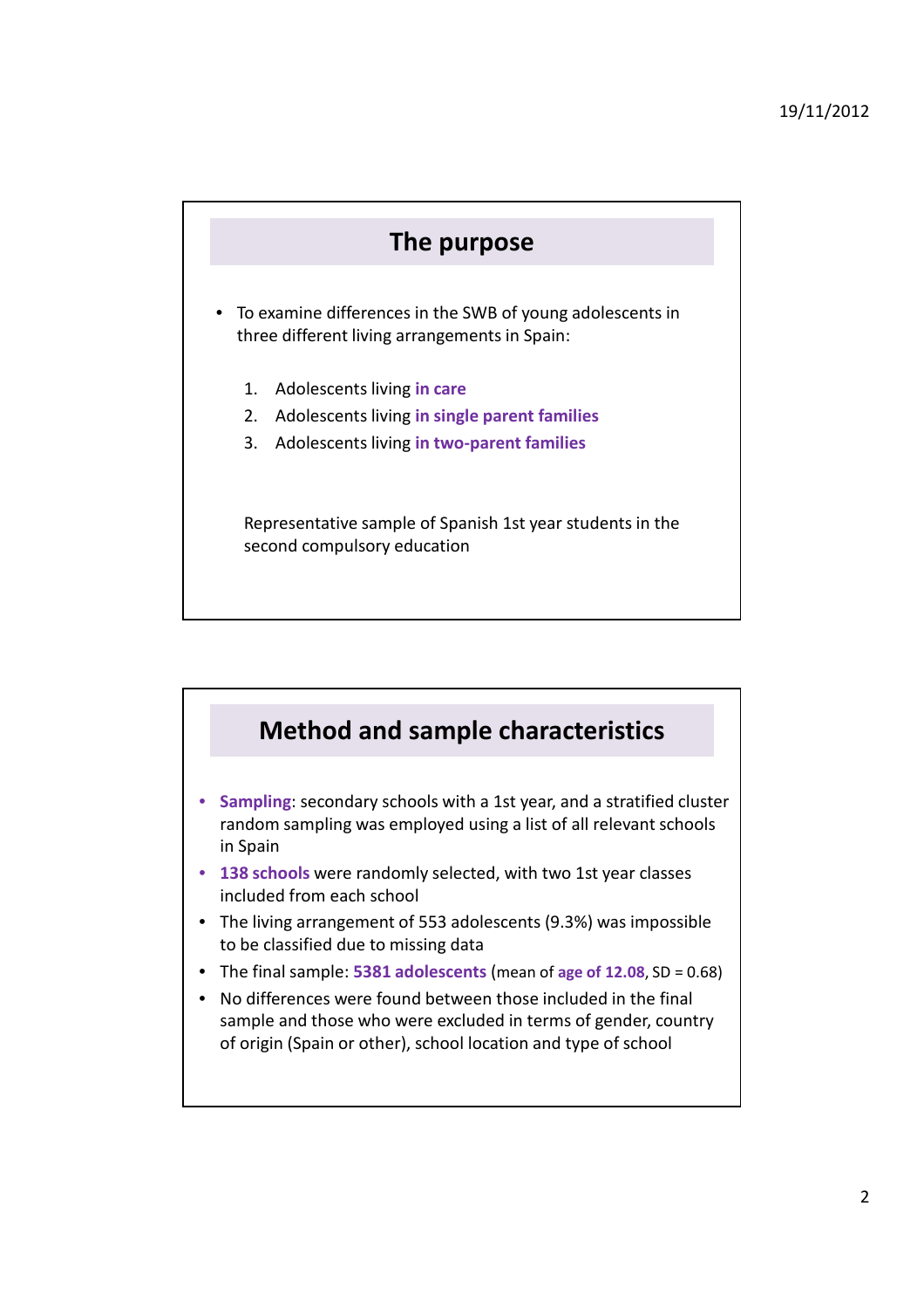## The purpose

- To examine differences in the SWB of young adolescents in three different living arrangements in Spain:

  1. Adolescents living **in care**
  2. Adolescents living **in single parent families**
  3. Adolescents living **in two-parent families**

Representative sample of Spanish 1st year students in the second compulsory education

## Method and sample characteristics

- **Sampling**: secondary schools with a 1st year, and a stratified cluster random sampling was employed using a list of all relevant schools in Spain
- **138 schools** were randomly selected, with two 1st year classes included from each school
- The living arrangement of 553 adolescents (9.3%) was impossible to be classified due to missing data
- The final sample: **5381 adolescents** (mean of **age of 12.08**, SD = 0.68)
- No differences were found between those included in the final sample and those who were excluded in terms of gender, country of origin (Spain or other), school location and type of school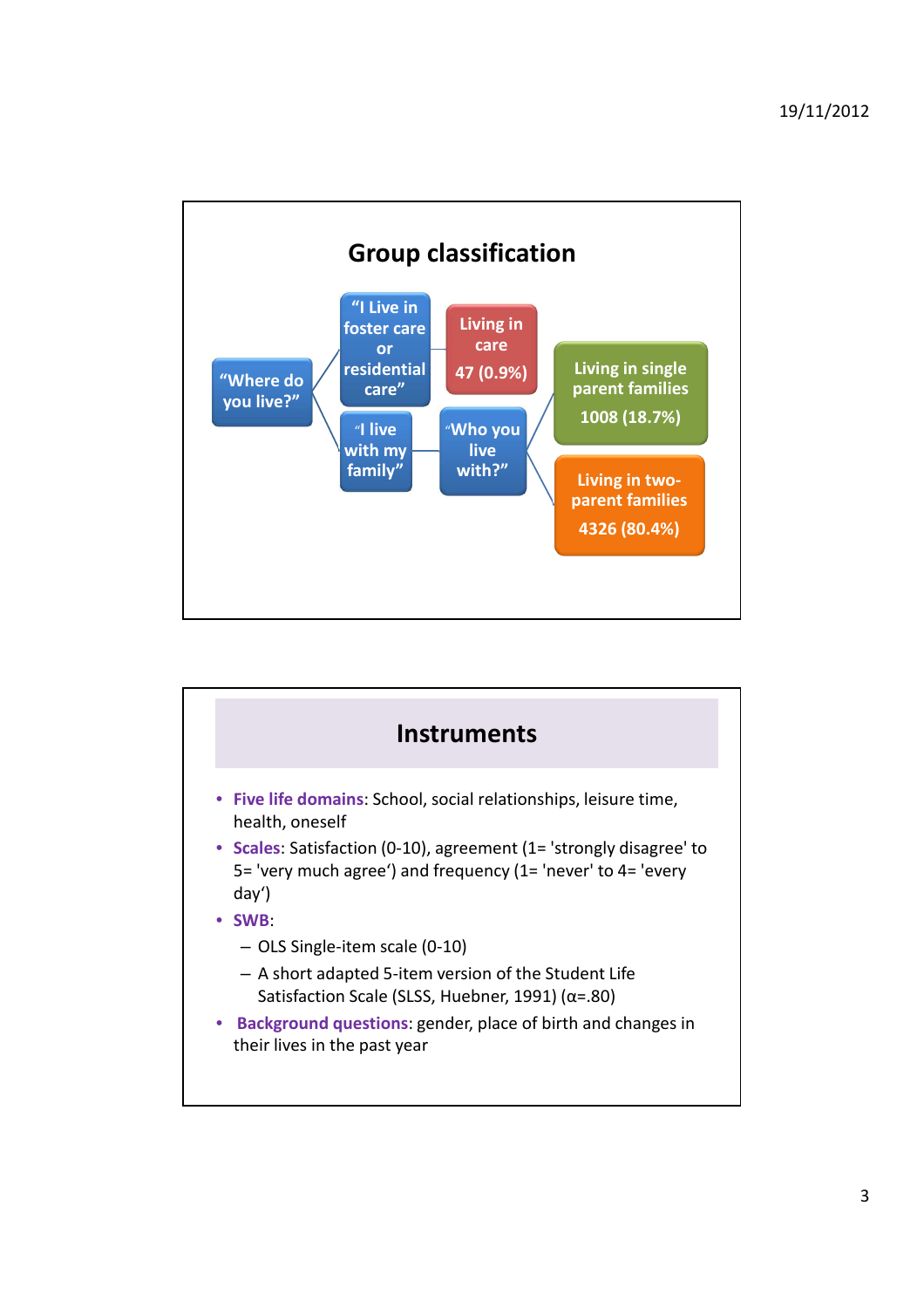## Group classification

- "Where do you live?"
  - "I Live in foster care or residential care"
    - Living in care: 47 (0.9%)
  - "I live with my family"
    - "Who you live with?"
      - Living in single parent families: 1008 (18.7%)
      - Living in two-parent families: 4326 (80.4%)

## Instruments

- **Five life domains**: School, social relationships, leisure time, health, oneself
- **Scales**: Satisfaction (0-10), agreement (1= 'strongly disagree' to 5= 'very much agree') and frequency (1= 'never' to 4= 'every day')
- **SWB**:
  - OLS Single-item scale (0-10)
  - A short adapted 5-item version of the Student Life Satisfaction Scale (SLSS, Huebner, 1991) ($\alpha$=.80)
- **Background questions**: gender, place of birth and changes in their lives in the past year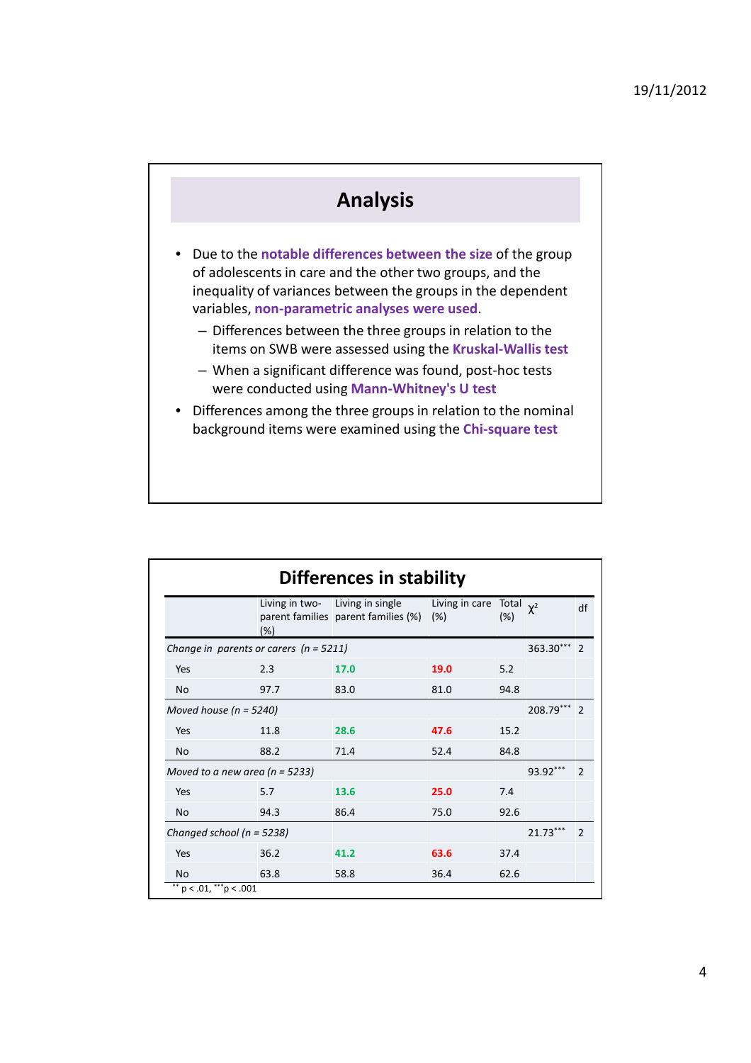## Analysis

- Due to the **notable differences between the size** of the group of adolescents in care and the other two groups, and the inequality of variances between the groups in the dependent variables, **non-parametric analyses were used**.
  - Differences between the three groups in relation to the items on SWB were assessed using the **Kruskal-Wallis test**
  - When a significant difference was found, post-hoc tests were conducted using **Mann-Whitney's U test**
- Differences among the three groups in relation to the nominal background items were examined using the **Chi-square test**

## Differences in stability

| | Living in two-parent families (%) | Living in single parent families (%) | Living in care (%) | Total (%) | $\chi^2$ | df |
|---|---|---|---|---|---|---|
| *Change in parents or carers (n = 5211)* | | | | | $363.30^{***}$ | 2 |
| Yes | 2.3 | **17.0** | **19.0** | 5.2 | | |
| No | 97.7 | 83.0 | 81.0 | 94.8 | | |
| *Moved house (n = 5240)* | | | | | $208.79^{***}$ | 2 |
| Yes | 11.8 | **28.6** | **47.6** | 15.2 | | |
| No | 88.2 | 71.4 | 52.4 | 84.8 | | |
| *Moved to a new area (n = 5233)* | | | | | $93.92^{***}$ | 2 |
| Yes | 5.7 | **13.6** | **25.0** | 7.4 | | |
| No | 94.3 | 86.4 | 75.0 | 92.6 | | |
| *Changed school (n = 5238)* | | | | | $21.73^{***}$ | 2 |
| Yes | 36.2 | **41.2** | **63.6** | 37.4 | | |
| No | 63.8 | 58.8 | 36.4 | 62.6 | | |

$^{**}$ $p < .01$, $^{***}$ $p < .001$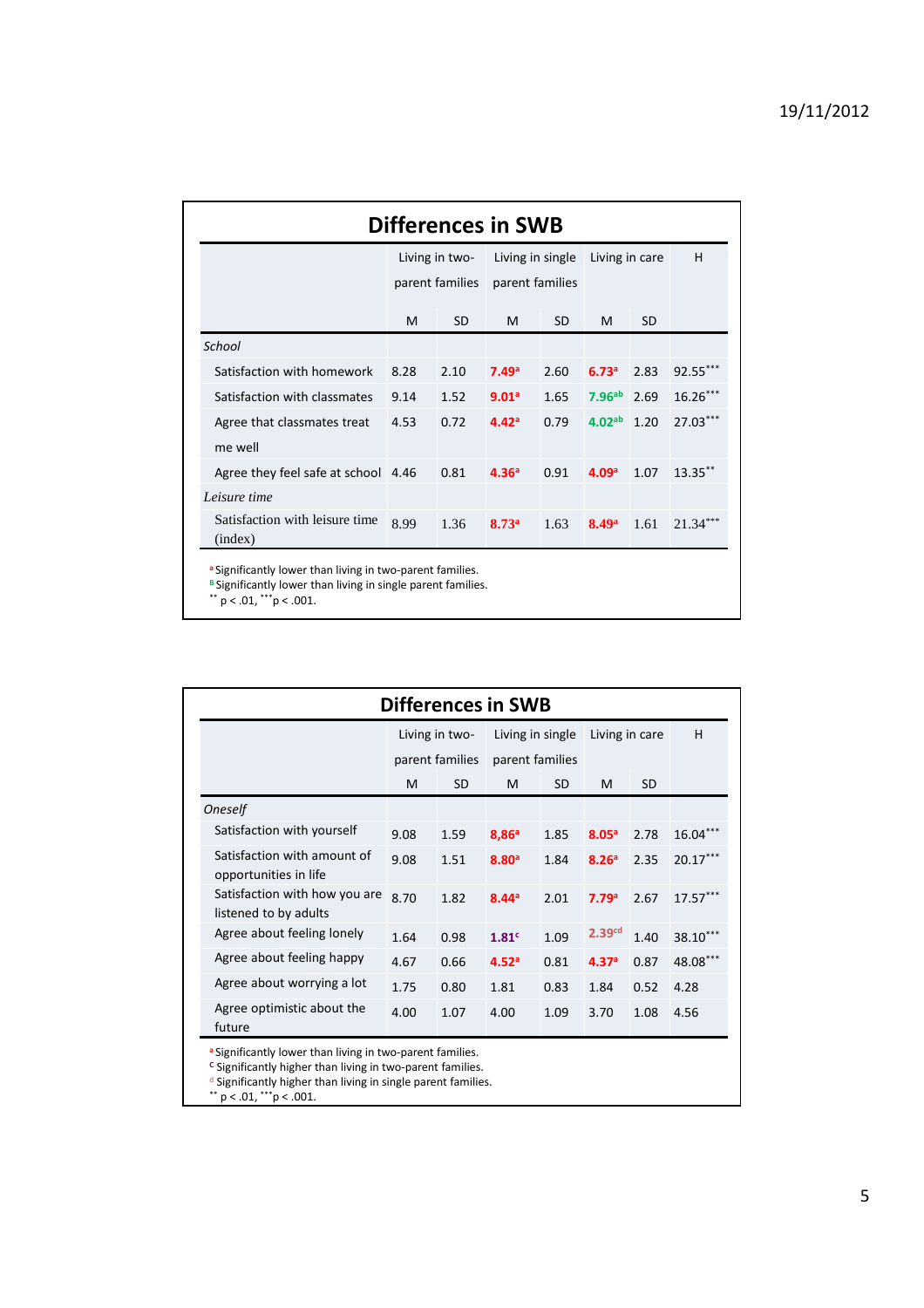## Differences in SWB

| | Living in two-parent families | | Living in single parent families | | Living in care | | H |
|---|---|---|---|---|---|---|---|
| | M | SD | M | SD | M | SD | |
| *School* | | | | | | | |
| Satisfaction with homework | 8.28 | 2.10 | **7.49**[a] | 2.60 | **6.73**[a] | 2.83 | 92.55*** |
| Satisfaction with classmates | 9.14 | 1.52 | **9.01**[a] | 1.65 | **7.96**[ab] | 2.69 | 16.26*** |
| Agree that classmates treat me well | 4.53 | 0.72 | **4.42**[a] | 0.79 | **4.02**[ab] | 1.20 | 27.03*** |
| Agree they feel safe at school | 4.46 | 0.81 | **4.36**[a] | 0.91 | **4.09**[a] | 1.07 | 13.35** |
| *Leisure time* | | | | | | | |
| Satisfaction with leisure time (index) | 8.99 | 1.36 | **8.73**[a] | 1.63 | **8.49**[a] | 1.61 | 21.34*** |

[a] Significantly lower than living in two-parent families.
[B] Significantly lower than living in single parent families.
** p < .01, *** p < .001.

## Differences in SWB

| | Living in two-parent families | | Living in single parent families | | Living in care | | H |
|---|---|---|---|---|---|---|---|
| | M | SD | M | SD | M | SD | |
| *Oneself* | | | | | | | |
| Satisfaction with yourself | 9.08 | 1.59 | **8,86**[a] | 1.85 | **8.05**[a] | 2.78 | 16.04*** |
| Satisfaction with amount of opportunities in life | 9.08 | 1.51 | **8.80**[a] | 1.84 | **8.26**[a] | 2.35 | 20.17*** |
| Satisfaction with how you are listened to by adults | 8.70 | 1.82 | **8.44**[a] | 2.01 | **7.79**[a] | 2.67 | 17.57*** |
| Agree about feeling lonely | 1.64 | 0.98 | **1.81**[c] | 1.09 | 2.39[cd] | 1.40 | 38.10*** |
| Agree about feeling happy | 4.67 | 0.66 | **4.52**[a] | 0.81 | **4.37**[a] | 0.87 | 48.08*** |
| Agree about worrying a lot | 1.75 | 0.80 | 1.81 | 0.83 | 1.84 | 0.52 | 4.28 |
| Agree optimistic about the future | 4.00 | 1.07 | 4.00 | 1.09 | 3.70 | 1.08 | 4.56 |

[a] Significantly lower than living in two-parent families.
[c] Significantly higher than living in two-parent families.
[d] Significantly higher than living in single parent families.
** p < .01, *** p < .001.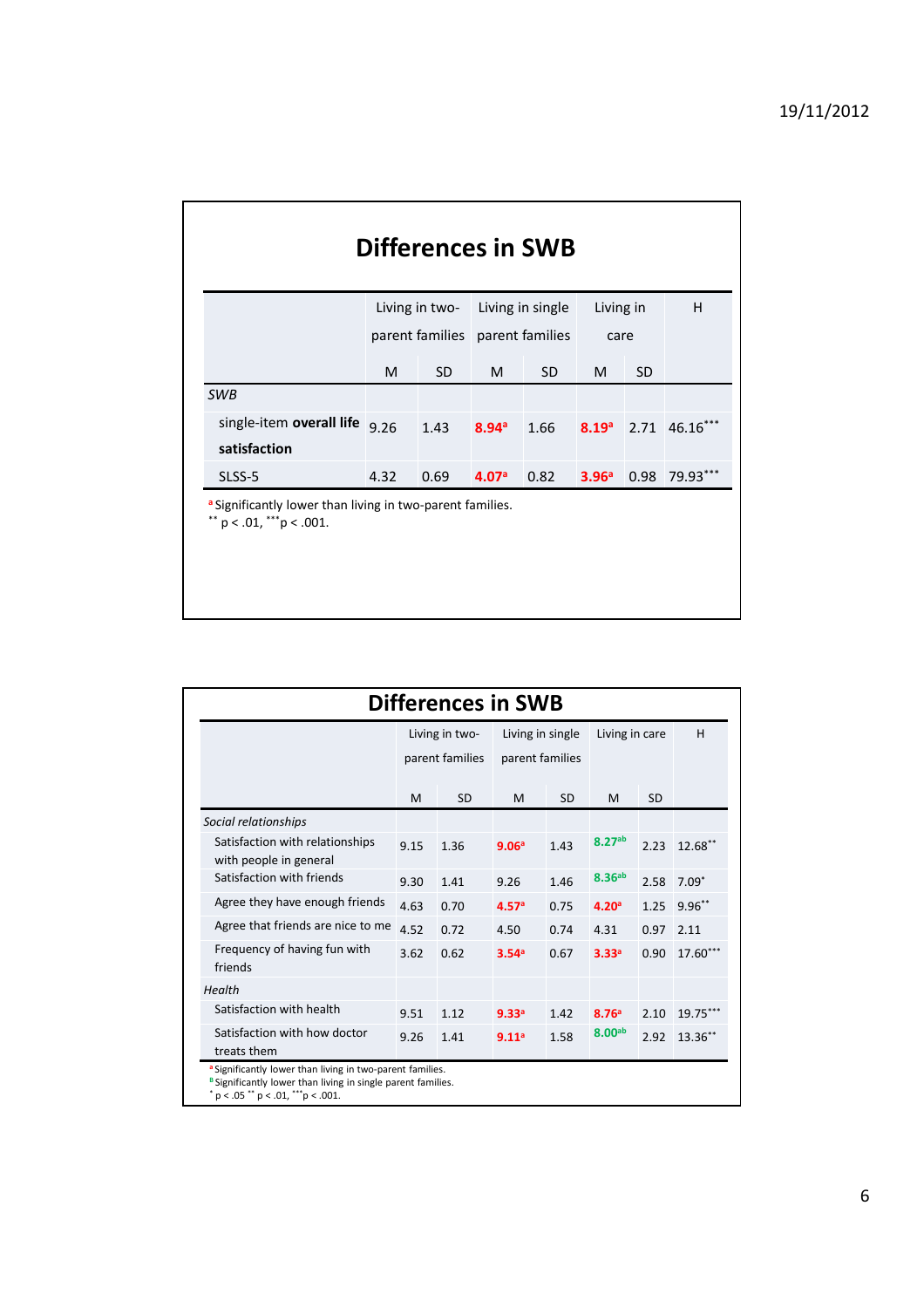## Differences in SWB

| | Living in two-parent families | | Living in single parent families | | Living in care | | H |
|---|---|---|---|---|---|---|---|
| | M | SD | M | SD | M | SD | |
| *SWB* | | | | | | | |
| single-item **overall life satisfaction** | 9.26 | 1.43 | **8.94**[a] | 1.66 | **8.19**[a] | 2.71 | 46.16*** |
| SLSS-5 | 4.32 | 0.69 | **4.07**[a] | 0.82 | **3.96**[a] | 0.98 | 79.93*** |

[a] Significantly lower than living in two-parent families.
** $p < .01$, *** $p < .001$.

## Differences in SWB

| | Living in two-parent families | | Living in single parent families | | Living in care | | H |
|---|---|---|---|---|---|---|---|
| | M | SD | M | SD | M | SD | |
| *Social relationships* | | | | | | | |
| Satisfaction with relationships with people in general | 9.15 | 1.36 | **9.06**[a] | 1.43 | **8.27**[ab] | 2.23 | 12.68** |
| Satisfaction with friends | 9.30 | 1.41 | 9.26 | 1.46 | **8.36**[ab] | 2.58 | 7.09* |
| Agree they have enough friends | 4.63 | 0.70 | **4.57**[a] | 0.75 | **4.20**[a] | 1.25 | 9.96** |
| Agree that friends are nice to me | 4.52 | 0.72 | 4.50 | 0.74 | 4.31 | 0.97 | 2.11 |
| Frequency of having fun with friends | 3.62 | 0.62 | **3.54**[a] | 0.67 | **3.33**[a] | 0.90 | 17.60*** |
| *Health* | | | | | | | |
| Satisfaction with health | 9.51 | 1.12 | **9.33**[a] | 1.42 | **8.76**[a] | 2.10 | 19.75*** |
| Satisfaction with how doctor treats them | 9.26 | 1.41 | **9.11**[a] | 1.58 | **8.00**[ab] | 2.92 | 13.36** |

[a] Significantly lower than living in two-parent families.
[B] Significantly lower than living in single parent families.
* $p < .05$ ** $p < .01$, *** $p < .001$.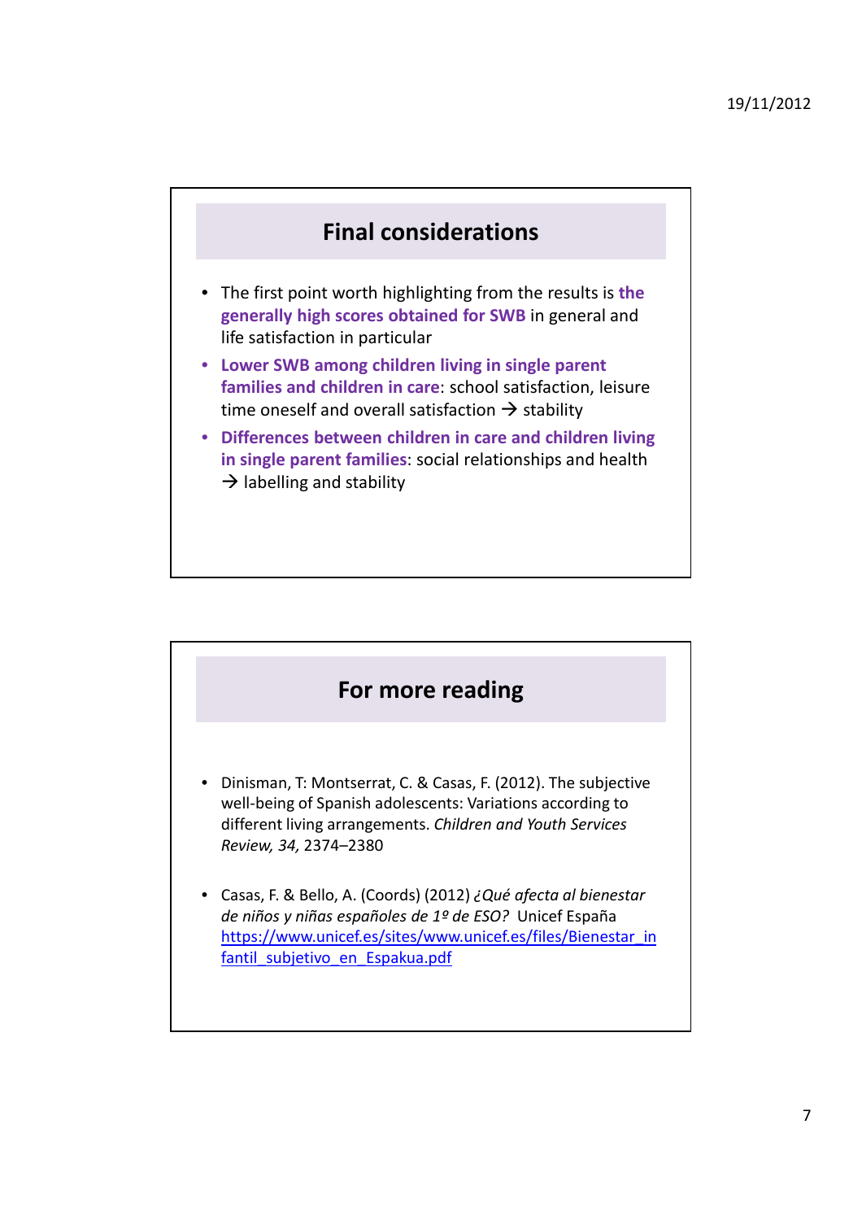## Final considerations

- The first point worth highlighting from the results is **the generally high scores obtained for SWB** in general and life satisfaction in particular
- **Lower SWB among children living in single parent families and children in care**: school satisfaction, leisure time oneself and overall satisfaction → stability
- **Differences between children in care and children living in single parent families**: social relationships and health → labelling and stability

## For more reading

- Dinisman, T: Montserrat, C. & Casas, F. (2012). The subjective well-being of Spanish adolescents: Variations according to different living arrangements. *Children and Youth Services Review, 34,* 2374–2380
- Casas, F. & Bello, A. (Coords) (2012) *¿Qué afecta al bienestar de niños y niñas españoles de 1º de ESO?* Unicef España https://www.unicef.es/sites/www.unicef.es/files/Bienestar_infantil_subjetivo_en_Espakua.pdf